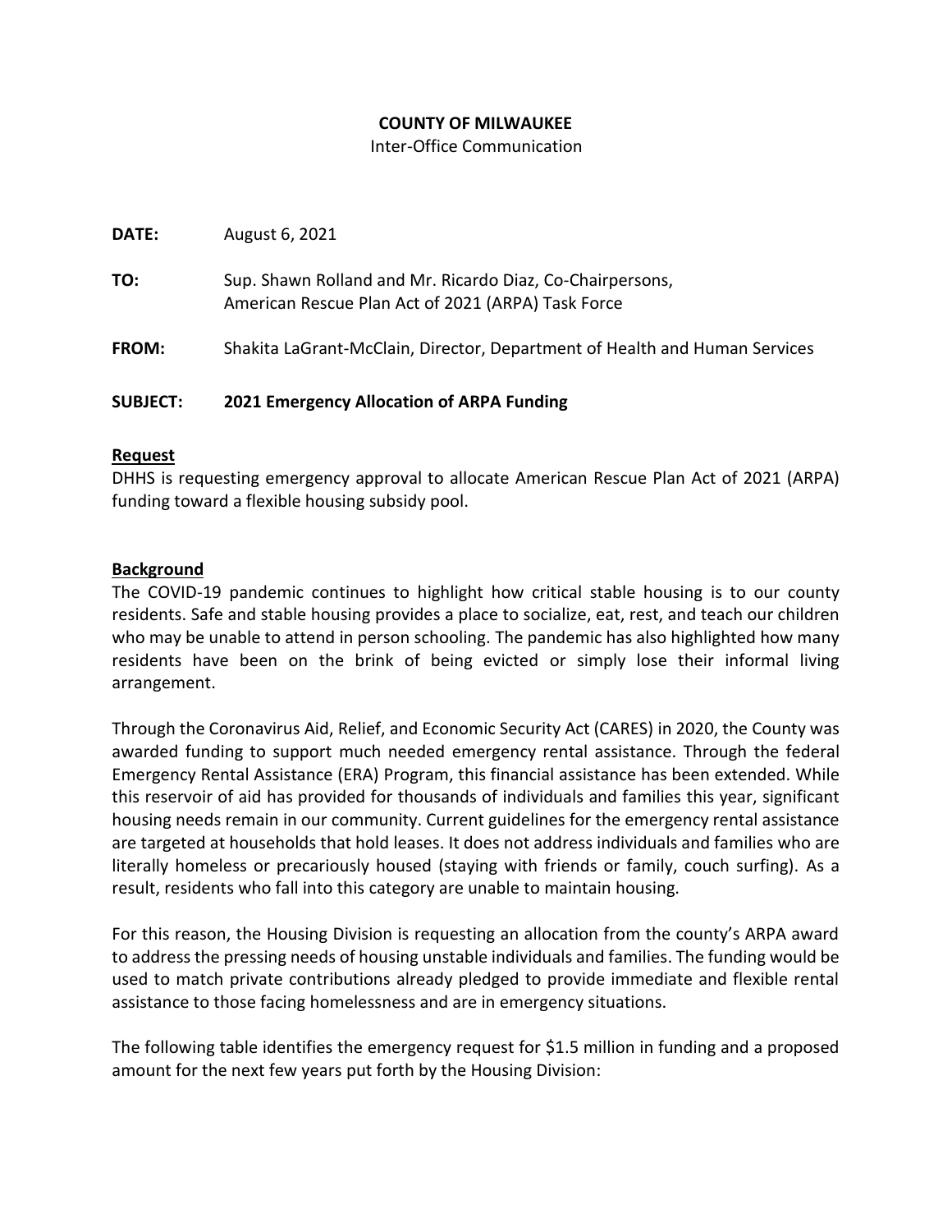**COUNTY OF MILWAUKEE**

Inter-Office Communication

**DATE:** August 6, 2021

**TO:** Sup. Shawn Rolland and Mr. Ricardo Diaz, Co-Chairpersons, American Rescue Plan Act of 2021 (ARPA) Task Force

**FROM:** Shakita LaGrant-McClain, Director, Department of Health and Human Services

**SUBJECT: 2021 Emergency Allocation of ARPA Funding**

**Request**

DHHS is requesting emergency approval to allocate American Rescue Plan Act of 2021 (ARPA) funding toward a flexible housing subsidy pool.

**Background**

The COVID-19 pandemic continues to highlight how critical stable housing is to our county residents. Safe and stable housing provides a place to socialize, eat, rest, and teach our children who may be unable to attend in person schooling. The pandemic has also highlighted how many residents have been on the brink of being evicted or simply lose their informal living arrangement.

Through the Coronavirus Aid, Relief, and Economic Security Act (CARES) in 2020, the County was awarded funding to support much needed emergency rental assistance. Through the federal Emergency Rental Assistance (ERA) Program, this financial assistance has been extended. While this reservoir of aid has provided for thousands of individuals and families this year, significant housing needs remain in our community. Current guidelines for the emergency rental assistance are targeted at households that hold leases. It does not address individuals and families who are literally homeless or precariously housed (staying with friends or family, couch surfing). As a result, residents who fall into this category are unable to maintain housing.

For this reason, the Housing Division is requesting an allocation from the county's ARPA award to address the pressing needs of housing unstable individuals and families. The funding would be used to match private contributions already pledged to provide immediate and flexible rental assistance to those facing homelessness and are in emergency situations.

The following table identifies the emergency request for $1.5 million in funding and a proposed amount for the next few years put forth by the Housing Division: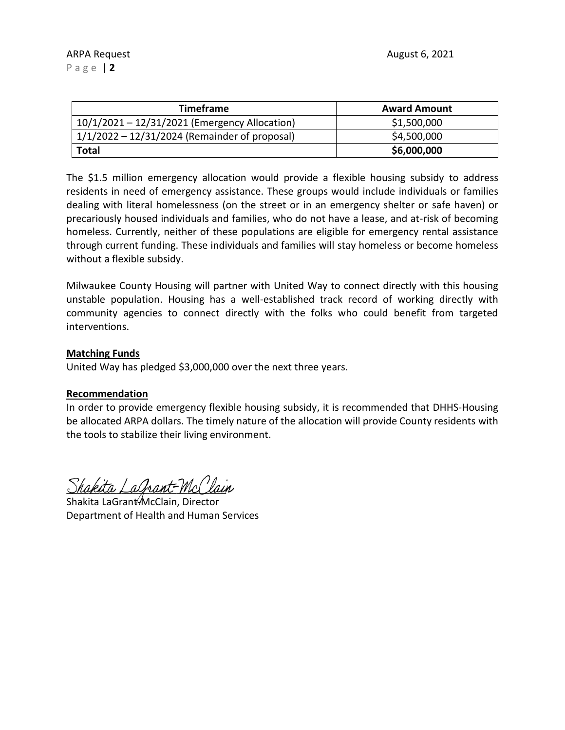| Timeframe | Award Amount |
| --- | --- |
| 10/1/2021 – 12/31/2021 (Emergency Allocation) | $1,500,000 |
| 1/1/2022 – 12/31/2024 (Remainder of proposal) | $4,500,000 |
| **Total** | **$6,000,000** |

The $1.5 million emergency allocation would provide a flexible housing subsidy to address residents in need of emergency assistance. These groups would include individuals or families dealing with literal homelessness (on the street or in an emergency shelter or safe haven) or precariously housed individuals and families, who do not have a lease, and at-risk of becoming homeless. Currently, neither of these populations are eligible for emergency rental assistance through current funding. These individuals and families will stay homeless or become homeless without a flexible subsidy.

Milwaukee County Housing will partner with United Way to connect directly with this housing unstable population. Housing has a well-established track record of working directly with community agencies to connect directly with the folks who could benefit from targeted interventions.

**Matching Funds**

United Way has pledged $3,000,000 over the next three years.

**Recommendation**

In order to provide emergency flexible housing subsidy, it is recommended that DHHS-Housing be allocated ARPA dollars. The timely nature of the allocation will provide County residents with the tools to stabilize their living environment.

Shakita LaGrant-McClain

Shakita LaGrant-McClain, Director
Department of Health and Human Services